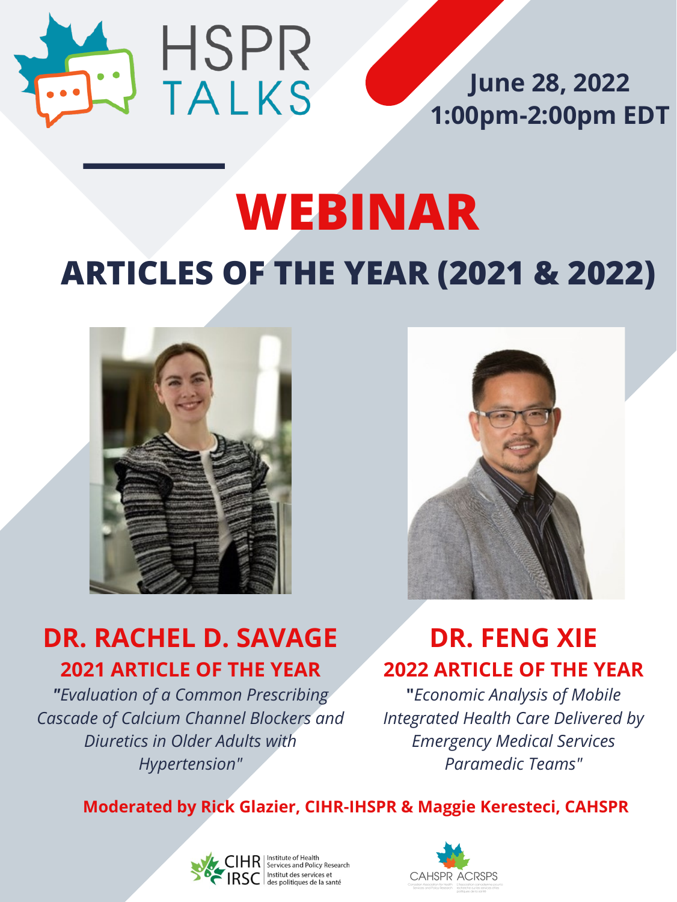HSPR TALKS

**June 28, 2022**
**1:00pm-2:00pm EDT**

# WEBINAR

## ARTICLES OF THE YEAR (2021 & 2022)

### DR. RACHEL D. SAVAGE

**2021 ARTICLE OF THE YEAR**

*"Evaluation of a Common Prescribing Cascade of Calcium Channel Blockers and Diuretics in Older Adults with Hypertension"*

### DR. FENG XIE

**2022 ARTICLE OF THE YEAR**

*"Economic Analysis of Mobile Integrated Health Care Delivered by Emergency Medical Services Paramedic Teams"*

**Moderated by Rick Glazier, CIHR-IHSPR & Maggie Keresteci, CAHSPR**

CIHR IRSC | Institute of Health Services and Policy Research | Institut des services et des politiques de la santé

CAHSPR ACRSPS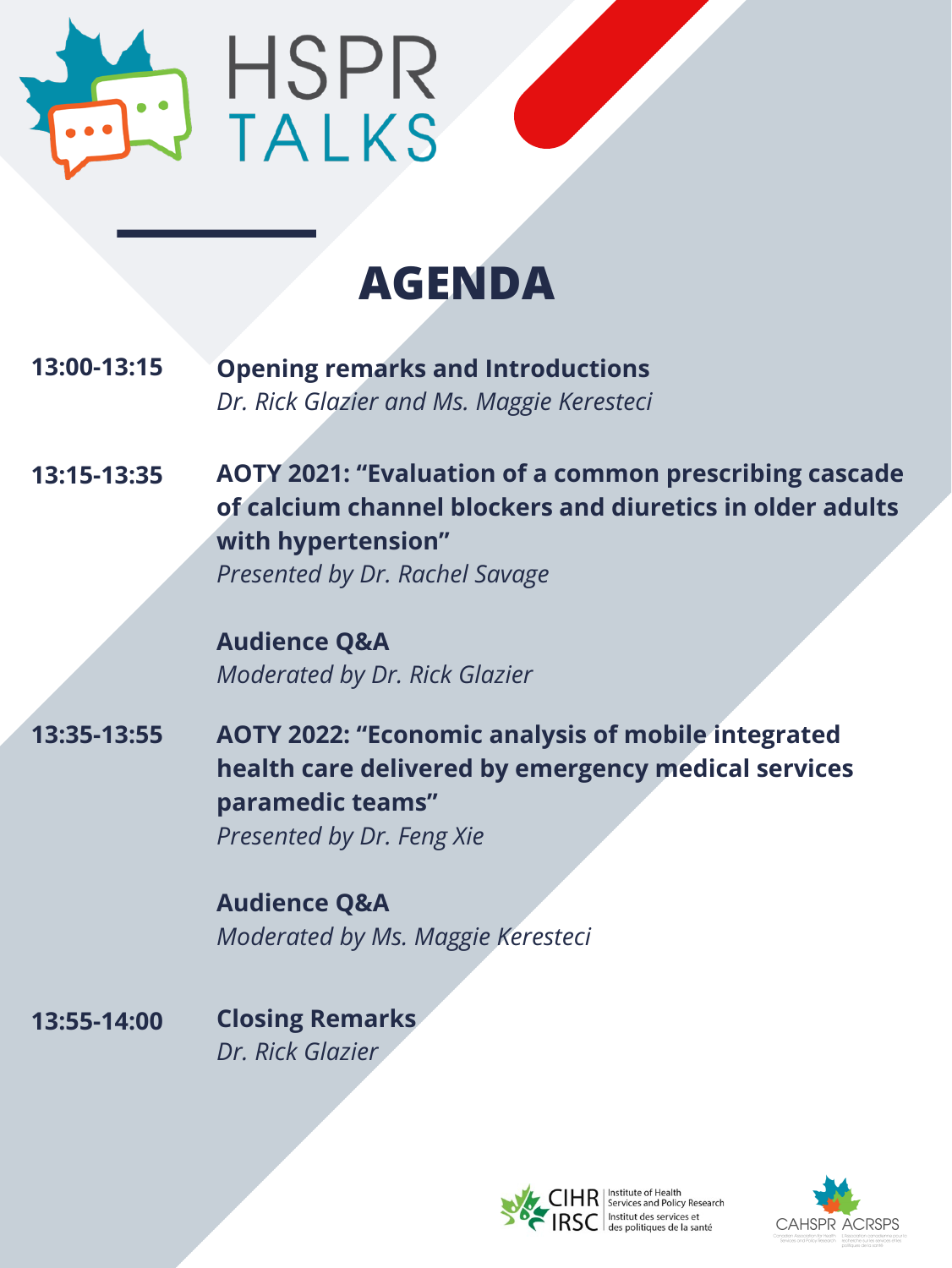HSPR TALKS

# AGENDA

**13:00-13:15** **Opening remarks and Introductions**
*Dr. Rick Glazier and Ms. Maggie Keresteci*

**13:15-13:35** **AOTY 2021: "Evaluation of a common prescribing cascade of calcium channel blockers and diuretics in older adults with hypertension"**
*Presented by Dr. Rachel Savage*

**Audience Q&A**
*Moderated by Dr. Rick Glazier*

**13:35-13:55** **AOTY 2022: "Economic analysis of mobile integrated health care delivered by emergency medical services paramedic teams"**
*Presented by Dr. Feng Xie*

**Audience Q&A**
*Moderated by Ms. Maggie Keresteci*

**13:55-14:00** **Closing Remarks**
*Dr. Rick Glazier*

CIHR IRSC | Institute of Health Services and Policy Research | Institut des services et des politiques de la santé

CAHSPR ACRSPS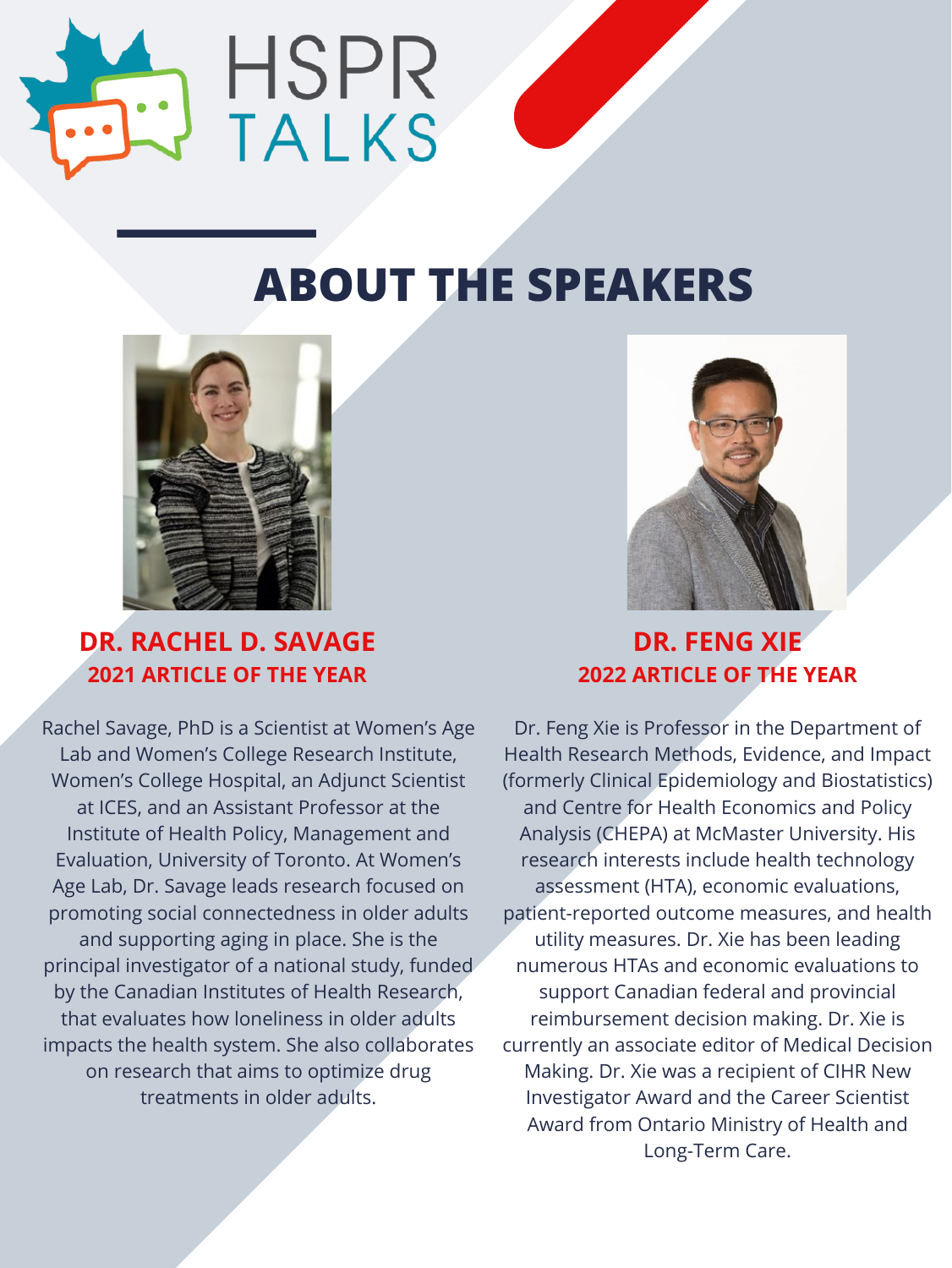HSPR TALKS

# ABOUT THE SPEAKERS

## DR. RACHEL D. SAVAGE
### 2021 ARTICLE OF THE YEAR

Rachel Savage, PhD is a Scientist at Women's Age Lab and Women's College Research Institute, Women's College Hospital, an Adjunct Scientist at ICES, and an Assistant Professor at the Institute of Health Policy, Management and Evaluation, University of Toronto. At Women's Age Lab, Dr. Savage leads research focused on promoting social connectedness in older adults and supporting aging in place. She is the principal investigator of a national study, funded by the Canadian Institutes of Health Research, that evaluates how loneliness in older adults impacts the health system. She also collaborates on research that aims to optimize drug treatments in older adults.

## DR. FENG XIE
### 2022 ARTICLE OF THE YEAR

Dr. Feng Xie is Professor in the Department of Health Research Methods, Evidence, and Impact (formerly Clinical Epidemiology and Biostatistics) and Centre for Health Economics and Policy Analysis (CHEPA) at McMaster University. His research interests include health technology assessment (HTA), economic evaluations, patient-reported outcome measures, and health utility measures. Dr. Xie has been leading numerous HTAs and economic evaluations to support Canadian federal and provincial reimbursement decision making. Dr. Xie is currently an associate editor of Medical Decision Making. Dr. Xie was a recipient of CIHR New Investigator Award and the Career Scientist Award from Ontario Ministry of Health and Long-Term Care.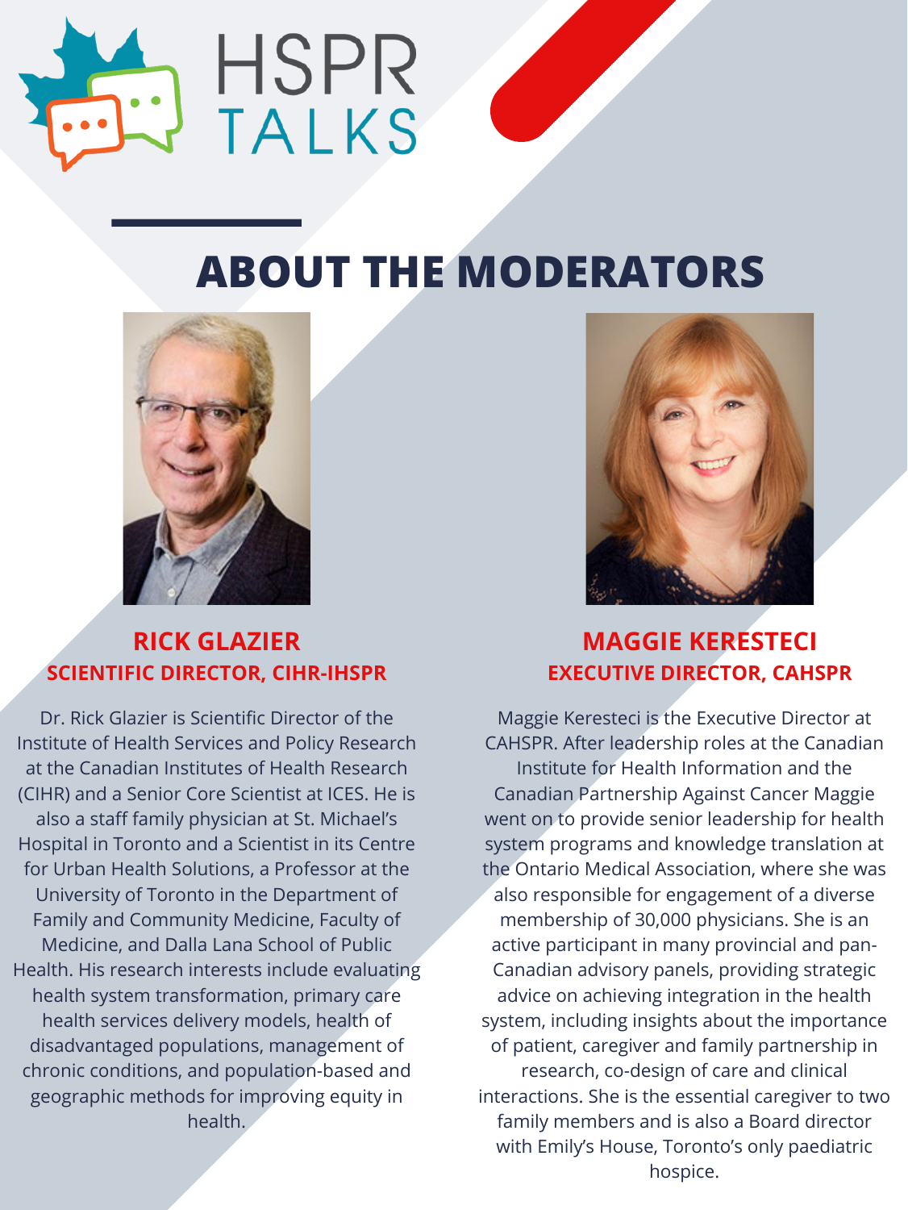HSPR TALKS

# ABOUT THE MODERATORS

## RICK GLAZIER
### SCIENTIFIC DIRECTOR, CIHR-IHSPR

Dr. Rick Glazier is Scientific Director of the Institute of Health Services and Policy Research at the Canadian Institutes of Health Research (CIHR) and a Senior Core Scientist at ICES. He is also a staff family physician at St. Michael's Hospital in Toronto and a Scientist in its Centre for Urban Health Solutions, a Professor at the University of Toronto in the Department of Family and Community Medicine, Faculty of Medicine, and Dalla Lana School of Public Health. His research interests include evaluating health system transformation, primary care health services delivery models, health of disadvantaged populations, management of chronic conditions, and population-based and geographic methods for improving equity in health.

## MAGGIE KERESTECI
### EXECUTIVE DIRECTOR, CAHSPR

Maggie Kerestecі is the Executive Director at CAHSPR. After leadership roles at the Canadian Institute for Health Information and the Canadian Partnership Against Cancer Maggie went on to provide senior leadership for health system programs and knowledge translation at the Ontario Medical Association, where she was also responsible for engagement of a diverse membership of 30,000 physicians. She is an active participant in many provincial and pan-Canadian advisory panels, providing strategic advice on achieving integration in the health system, including insights about the importance of patient, caregiver and family partnership in research, co-design of care and clinical interactions. She is the essential caregiver to two family members and is also a Board director with Emily's House, Toronto's only paediatric hospice.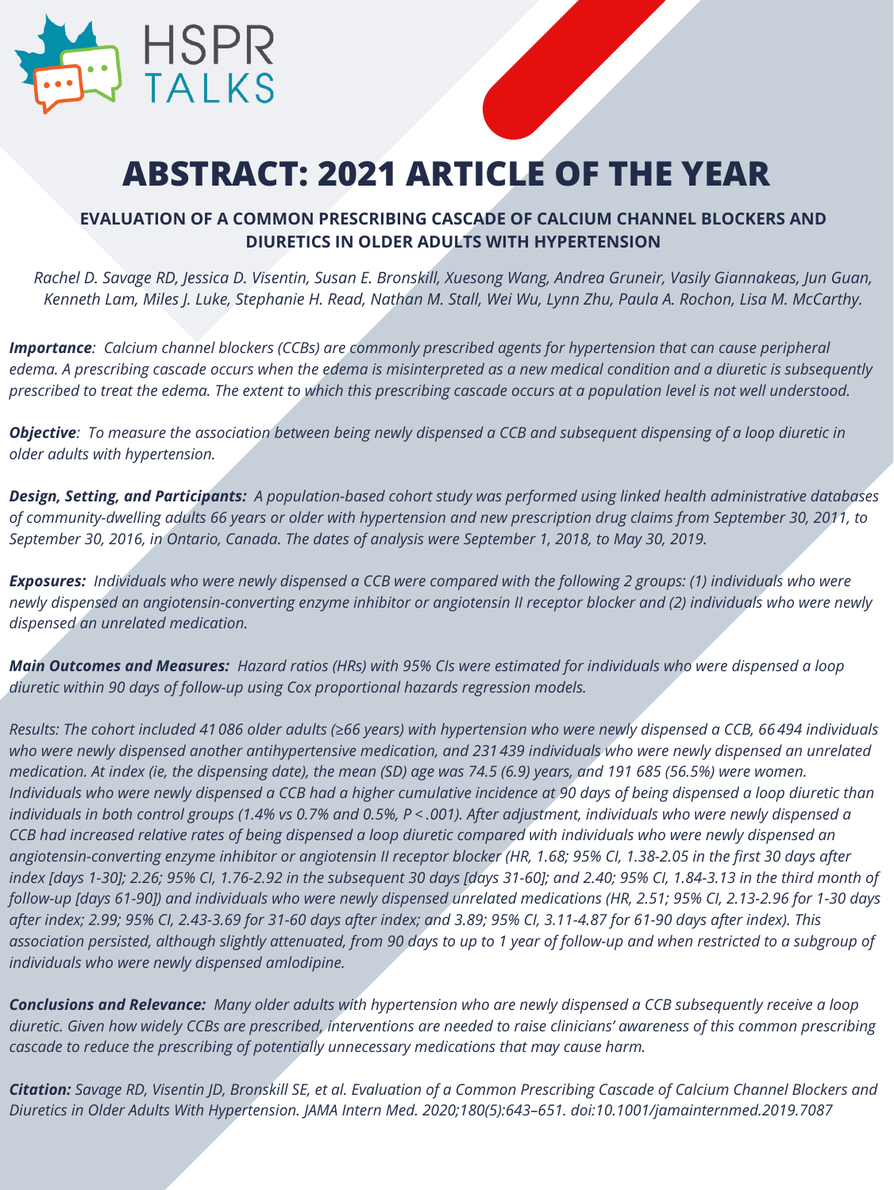HSPR TALKS

# ABSTRACT: 2021 ARTICLE OF THE YEAR

## EVALUATION OF A COMMON PRESCRIBING CASCADE OF CALCIUM CHANNEL BLOCKERS AND DIURETICS IN OLDER ADULTS WITH HYPERTENSION

*Rachel D. Savage RD, Jessica D. Visentin, Susan E. Bronskill, Xuesong Wang, Andrea Gruneir, Vasily Giannakeas, Jun Guan, Kenneth Lam, Miles J. Luke, Stephanie H. Read, Nathan M. Stall, Wei Wu, Lynn Zhu, Paula A. Rochon, Lisa M. McCarthy.*

***Importance***: *Calcium channel blockers (CCBs) are commonly prescribed agents for hypertension that can cause peripheral edema. A prescribing cascade occurs when the edema is misinterpreted as a new medical condition and a diuretic is subsequently prescribed to treat the edema. The extent to which this prescribing cascade occurs at a population level is not well understood.*

***Objective***: *To measure the association between being newly dispensed a CCB and subsequent dispensing of a loop diuretic in older adults with hypertension.*

***Design, Setting, and Participants:*** *A population-based cohort study was performed using linked health administrative databases of community-dwelling adults 66 years or older with hypertension and new prescription drug claims from September 30, 2011, to September 30, 2016, in Ontario, Canada. The dates of analysis were September 1, 2018, to May 30, 2019.*

***Exposures:*** *Individuals who were newly dispensed a CCB were compared with the following 2 groups: (1) individuals who were newly dispensed an angiotensin-converting enzyme inhibitor or angiotensin II receptor blocker and (2) individuals who were newly dispensed an unrelated medication.*

***Main Outcomes and Measures:*** *Hazard ratios (HRs) with 95% CIs were estimated for individuals who were dispensed a loop diuretic within 90 days of follow-up using Cox proportional hazards regression models.*

*Results: The cohort included 41 086 older adults (≥66 years) with hypertension who were newly dispensed a CCB, 66 494 individuals who were newly dispensed another antihypertensive medication, and 231 439 individuals who were newly dispensed an unrelated medication. At index (ie, the dispensing date), the mean (SD) age was 74.5 (6.9) years, and 191 685 (56.5%) were women. Individuals who were newly dispensed a CCB had a higher cumulative incidence at 90 days of being dispensed a loop diuretic than individuals in both control groups (1.4% vs 0.7% and 0.5%, $P < .001$). After adjustment, individuals who were newly dispensed a CCB had increased relative rates of being dispensed a loop diuretic compared with individuals who were newly dispensed an angiotensin-converting enzyme inhibitor or angiotensin II receptor blocker (HR, 1.68; 95% CI, 1.38-2.05 in the first 30 days after index [days 1-30]; 2.26; 95% CI, 1.76-2.92 in the subsequent 30 days [days 31-60]; and 2.40; 95% CI, 1.84-3.13 in the third month of follow-up [days 61-90]) and individuals who were newly dispensed unrelated medications (HR, 2.51; 95% CI, 2.13-2.96 for 1-30 days after index; 2.99; 95% CI, 2.43-3.69 for 31-60 days after index; and 3.89; 95% CI, 3.11-4.87 for 61-90 days after index). This association persisted, although slightly attenuated, from 90 days to up to 1 year of follow-up and when restricted to a subgroup of individuals who were newly dispensed amlodipine.*

***Conclusions and Relevance:*** *Many older adults with hypertension who are newly dispensed a CCB subsequently receive a loop diuretic. Given how widely CCBs are prescribed, interventions are needed to raise clinicians' awareness of this common prescribing cascade to reduce the prescribing of potentially unnecessary medications that may cause harm.*

***Citation:*** *Savage RD, Visentin JD, Bronskill SE, et al. Evaluation of a Common Prescribing Cascade of Calcium Channel Blockers and Diuretics in Older Adults With Hypertension. JAMA Intern Med. 2020;180(5):643–651. doi:10.1001/jamainternmed.2019.7087*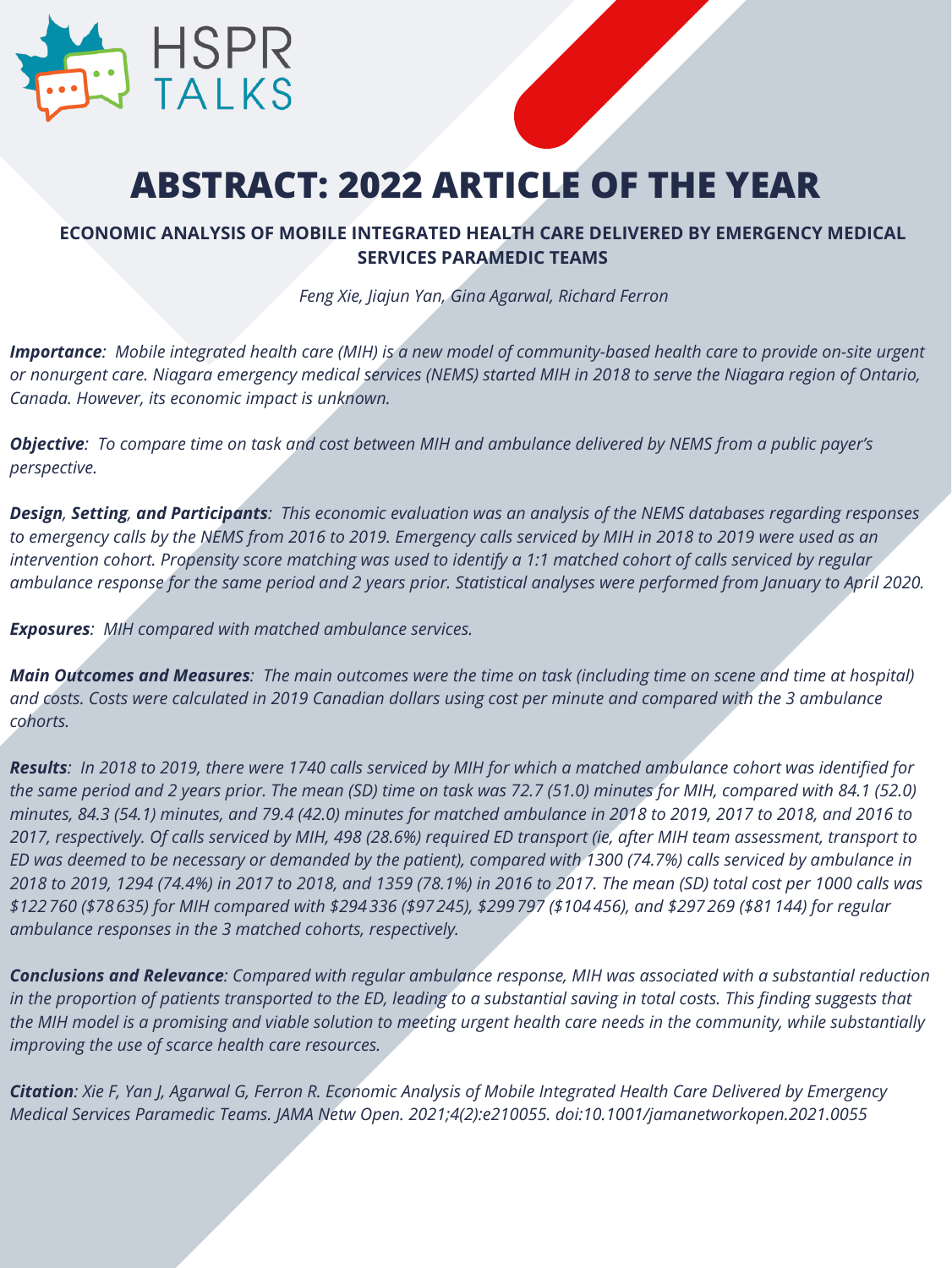HSPR TALKS

# ABSTRACT: 2022 ARTICLE OF THE YEAR

## ECONOMIC ANALYSIS OF MOBILE INTEGRATED HEALTH CARE DELIVERED BY EMERGENCY MEDICAL SERVICES PARAMEDIC TEAMS

*Feng Xie, Jiajun Yan, Gina Agarwal, Richard Ferron*

***Importance**: Mobile integrated health care (MIH) is a new model of community-based health care to provide on-site urgent or nonurgent care. Niagara emergency medical services (NEMS) started MIH in 2018 to serve the Niagara region of Ontario, Canada. However, its economic impact is unknown.*

***Objective**: To compare time on task and cost between MIH and ambulance delivered by NEMS from a public payer's perspective.*

***Design, Setting, and Participants**: This economic evaluation was an analysis of the NEMS databases regarding responses to emergency calls by the NEMS from 2016 to 2019. Emergency calls serviced by MIH in 2018 to 2019 were used as an intervention cohort. Propensity score matching was used to identify a 1:1 matched cohort of calls serviced by regular ambulance response for the same period and 2 years prior. Statistical analyses were performed from January to April 2020.*

***Exposures**: MIH compared with matched ambulance services.*

***Main Outcomes and Measures**: The main outcomes were the time on task (including time on scene and time at hospital) and costs. Costs were calculated in 2019 Canadian dollars using cost per minute and compared with the 3 ambulance cohorts.*

***Results**: In 2018 to 2019, there were 1740 calls serviced by MIH for which a matched ambulance cohort was identified for the same period and 2 years prior. The mean (SD) time on task was 72.7 (51.0) minutes for MIH, compared with 84.1 (52.0) minutes, 84.3 (54.1) minutes, and 79.4 (42.0) minutes for matched ambulance in 2018 to 2019, 2017 to 2018, and 2016 to 2017, respectively. Of calls serviced by MIH, 498 (28.6%) required ED transport (ie, after MIH team assessment, transport to ED was deemed to be necessary or demanded by the patient), compared with 1300 (74.7%) calls serviced by ambulance in 2018 to 2019, 1294 (74.4%) in 2017 to 2018, and 1359 (78.1%) in 2016 to 2017. The mean (SD) total cost per 1000 calls was $122 760 ($78 635) for MIH compared with $294 336 ($97 245), $299 797 ($104 456), and $297 269 ($81 144) for regular ambulance responses in the 3 matched cohorts, respectively.*

***Conclusions and Relevance**: Compared with regular ambulance response, MIH was associated with a substantial reduction in the proportion of patients transported to the ED, leading to a substantial saving in total costs. This finding suggests that the MIH model is a promising and viable solution to meeting urgent health care needs in the community, while substantially improving the use of scarce health care resources.*

***Citation**: Xie F, Yan J, Agarwal G, Ferron R. Economic Analysis of Mobile Integrated Health Care Delivered by Emergency Medical Services Paramedic Teams. JAMA Netw Open. 2021;4(2):e210055. doi:10.1001/jamanetworkopen.2021.0055*